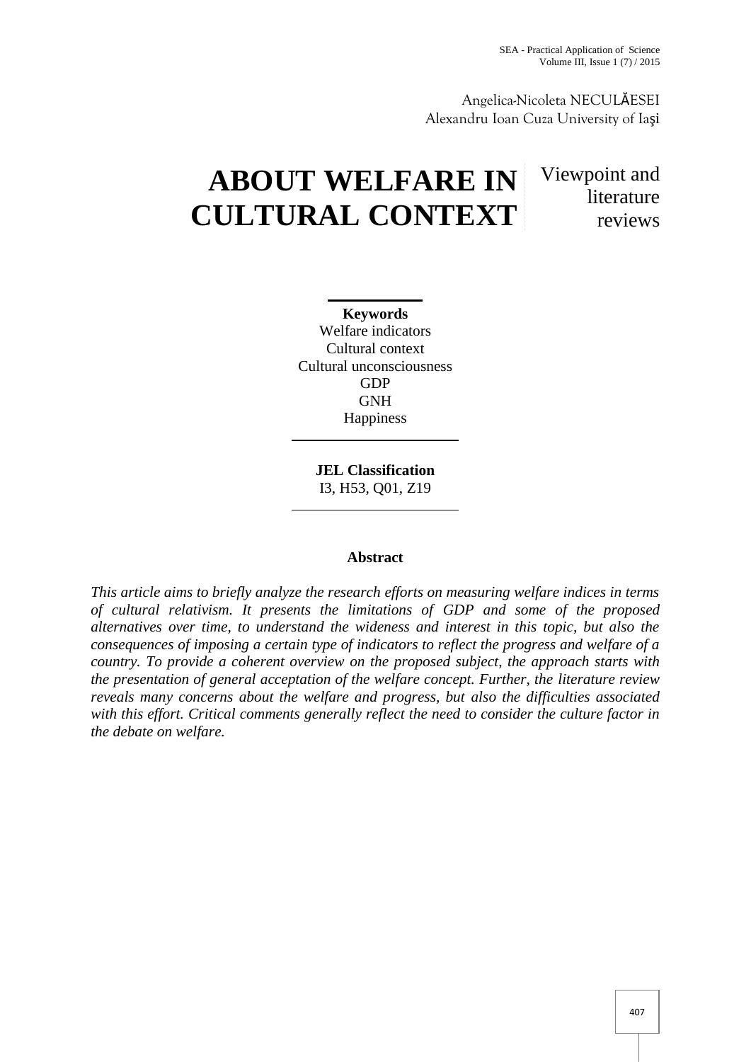Angelica-Nicoleta NECULĂESEI
Alexandru Ioan Cuza University of Iaşi

# ABOUT WELFARE IN CULTURAL CONTEXT

Viewpoint and literature reviews

**Keywords**
Welfare indicators
Cultural context
Cultural unconsciousness
GDP
GNH
Happiness

**JEL Classification**
I3, H53, Q01, Z19

## Abstract

*This article aims to briefly analyze the research efforts on measuring welfare indices in terms of cultural relativism. It presents the limitations of GDP and some of the proposed alternatives over time, to understand the wideness and interest in this topic, but also the consequences of imposing a certain type of indicators to reflect the progress and welfare of a country. To provide a coherent overview on the proposed subject, the approach starts with the presentation of general acceptation of the welfare concept. Further, the literature review reveals many concerns about the welfare and progress, but also the difficulties associated with this effort. Critical comments generally reflect the need to consider the culture factor in the debate on welfare.*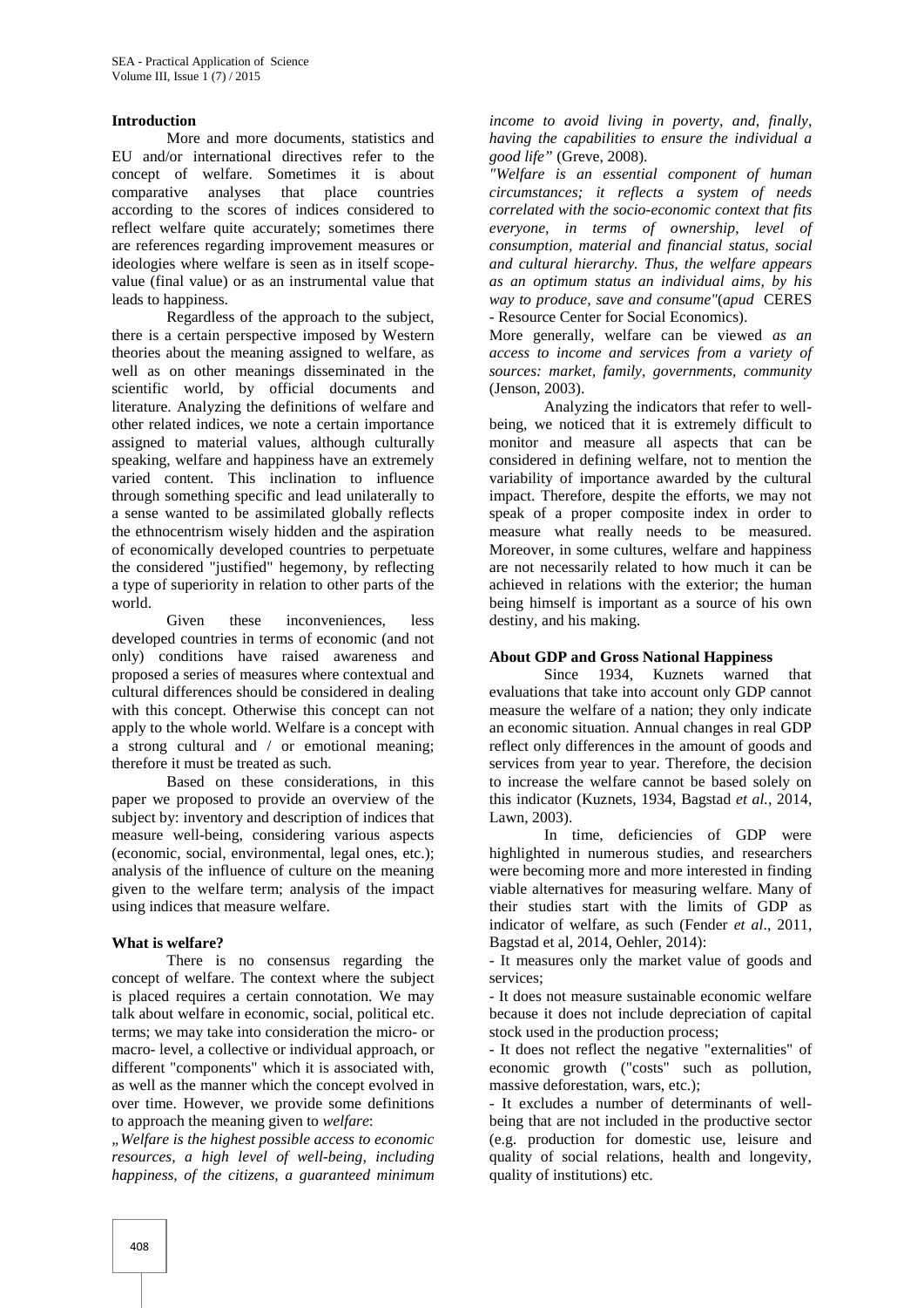## Introduction

More and more documents, statistics and EU and/or international directives refer to the concept of welfare. Sometimes it is about comparative analyses that place countries according to the scores of indices considered to reflect welfare quite accurately; sometimes there are references regarding improvement measures or ideologies where welfare is seen as in itself scope-value (final value) or as an instrumental value that leads to happiness.

Regardless of the approach to the subject, there is a certain perspective imposed by Western theories about the meaning assigned to welfare, as well as on other meanings disseminated in the scientific world, by official documents and literature. Analyzing the definitions of welfare and other related indices, we note a certain importance assigned to material values, although culturally speaking, welfare and happiness have an extremely varied content. This inclination to influence through something specific and lead unilaterally to a sense wanted to be assimilated globally reflects the ethnocentrism wisely hidden and the aspiration of economically developed countries to perpetuate the considered "justified" hegemony, by reflecting a type of superiority in relation to other parts of the world.

Given these inconveniences, less developed countries in terms of economic (and not only) conditions have raised awareness and proposed a series of measures where contextual and cultural differences should be considered in dealing with this concept. Otherwise this concept can not apply to the whole world. Welfare is a concept with a strong cultural and / or emotional meaning; therefore it must be treated as such.

Based on these considerations, in this paper we proposed to provide an overview of the subject by: inventory and description of indices that measure well-being, considering various aspects (economic, social, environmental, legal ones, etc.); analysis of the influence of culture on the meaning given to the welfare term; analysis of the impact using indices that measure welfare.

## What is welfare?

There is no consensus regarding the concept of welfare. The context where the subject is placed requires a certain connotation. We may talk about welfare in economic, social, political etc. terms; we may take into consideration the micro- or macro- level, a collective or individual approach, or different "components" which it is associated with, as well as the manner which the concept evolved in over time. However, we provide some definitions to approach the meaning given to *welfare*:

„*Welfare is the highest possible access to economic resources, a high level of well-being, including happiness, of the citizens, a guaranteed minimum income to avoid living in poverty, and, finally, having the capabilities to ensure the individual a good life"* (Greve, 2008).

*"Welfare is an essential component of human circumstances; it reflects a system of needs correlated with the socio-economic context that fits everyone, in terms of ownership, level of consumption, material and financial status, social and cultural hierarchy. Thus, the welfare appears as an optimum status an individual aims, by his way to produce, save and consume"*(*apud* CERES - Resource Center for Social Economics).

More generally, welfare can be viewed *as an access to income and services from a variety of sources: market, family, governments, community* (Jenson, 2003).

Analyzing the indicators that refer to well-being, we noticed that it is extremely difficult to monitor and measure all aspects that can be considered in defining welfare, not to mention the variability of importance awarded by the cultural impact. Therefore, despite the efforts, we may not speak of a proper composite index in order to measure what really needs to be measured. Moreover, in some cultures, welfare and happiness are not necessarily related to how much it can be achieved in relations with the exterior; the human being himself is important as a source of his own destiny, and his making.

## About GDP and Gross National Happiness

Since 1934, Kuznets warned that evaluations that take into account only GDP cannot measure the welfare of a nation; they only indicate an economic situation. Annual changes in real GDP reflect only differences in the amount of goods and services from year to year. Therefore, the decision to increase the welfare cannot be based solely on this indicator (Kuznets, 1934, Bagstad *et al.*, 2014, Lawn, 2003).

In time, deficiencies of GDP were highlighted in numerous studies, and researchers were becoming more and more interested in finding viable alternatives for measuring welfare. Many of their studies start with the limits of GDP as indicator of welfare, as such (Fender *et al*., 2011, Bagstad et al, 2014, Oehler, 2014):

- It measures only the market value of goods and services;
- It does not measure sustainable economic welfare because it does not include depreciation of capital stock used in the production process;
- It does not reflect the negative "externalities" of economic growth ("costs" such as pollution, massive deforestation, wars, etc.);
- It excludes a number of determinants of well-being that are not included in the productive sector (e.g. production for domestic use, leisure and quality of social relations, health and longevity, quality of institutions) etc.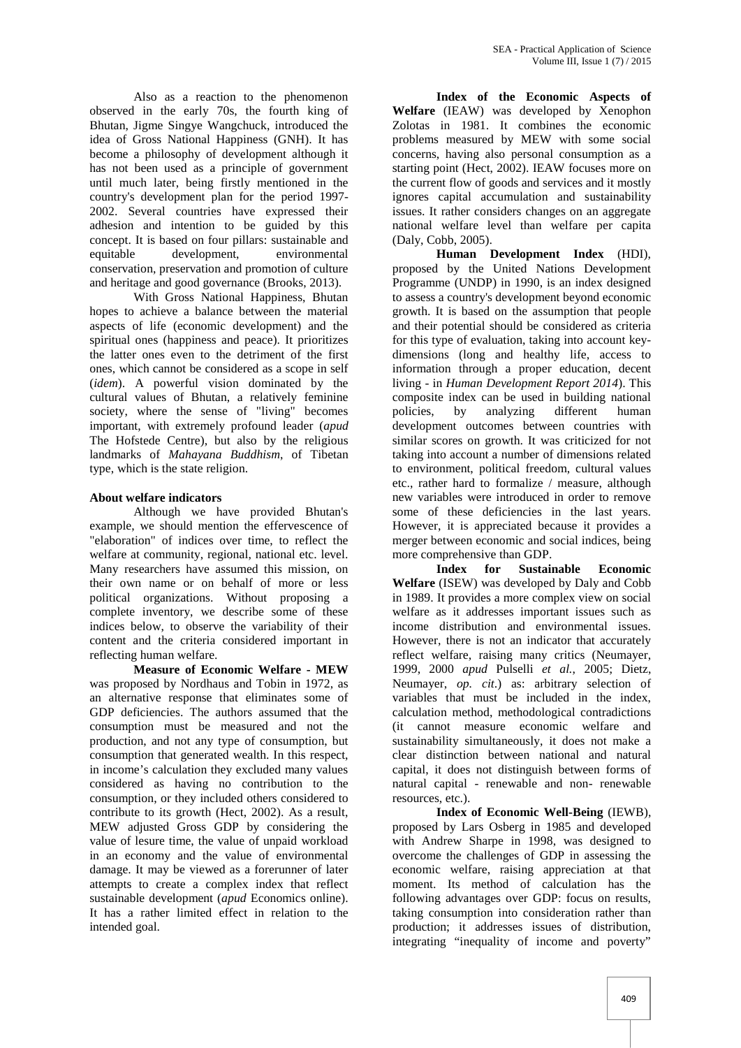Also as a reaction to the phenomenon observed in the early 70s, the fourth king of Bhutan, Jigme Singye Wangchuck, introduced the idea of Gross National Happiness (GNH). It has become a philosophy of development although it has not been used as a principle of government until much later, being firstly mentioned in the country's development plan for the period 1997-2002. Several countries have expressed their adhesion and intention to be guided by this concept. It is based on four pillars: sustainable and equitable development, environmental conservation, preservation and promotion of culture and heritage and good governance (Brooks, 2013).

With Gross National Happiness, Bhutan hopes to achieve a balance between the material aspects of life (economic development) and the spiritual ones (happiness and peace). It prioritizes the latter ones even to the detriment of the first ones, which cannot be considered as a scope in self (*idem*). A powerful vision dominated by the cultural values of Bhutan, a relatively feminine society, where the sense of "living" becomes important, with extremely profound leader (*apud* The Hofstede Centre), but also by the religious landmarks of *Mahayana Buddhism*, of Tibetan type, which is the state religion.

**About welfare indicators**

Although we have provided Bhutan's example, we should mention the effervescence of "elaboration" of indices over time, to reflect the welfare at community, regional, national etc. level. Many researchers have assumed this mission, on their own name or on behalf of more or less political organizations. Without proposing a complete inventory, we describe some of these indices below, to observe the variability of their content and the criteria considered important in reflecting human welfare.

**Measure of Economic Welfare - MEW** was proposed by Nordhaus and Tobin in 1972, as an alternative response that eliminates some of GDP deficiencies. The authors assumed that the consumption must be measured and not the production, and not any type of consumption, but consumption that generated wealth. In this respect, in income's calculation they excluded many values considered as having no contribution to the consumption, or they included others considered to contribute to its growth (Hect, 2002). As a result, MEW adjusted Gross GDP by considering the value of lesure time, the value of unpaid workload in an economy and the value of environmental damage. It may be viewed as a forerunner of later attempts to create a complex index that reflect sustainable development (*apud* Economics online). It has a rather limited effect in relation to the intended goal.

**Index of the Economic Aspects of Welfare** (IEAW) was developed by Xenophon Zolotas in 1981. It combines the economic problems measured by MEW with some social concerns, having also personal consumption as a starting point (Hect, 2002). IEAW focuses more on the current flow of goods and services and it mostly ignores capital accumulation and sustainability issues. It rather considers changes on an aggregate national welfare level than welfare per capita (Daly, Cobb, 2005).

**Human Development Index** (HDI), proposed by the United Nations Development Programme (UNDP) in 1990, is an index designed to assess a country's development beyond economic growth. It is based on the assumption that people and their potential should be considered as criteria for this type of evaluation, taking into account key-dimensions (long and healthy life, access to information through a proper education, decent living - in *Human Development Report 2014*). This composite index can be used in building national policies, by analyzing different human development outcomes between countries with similar scores on growth. It was criticized for not taking into account a number of dimensions related to environment, political freedom, cultural values etc., rather hard to formalize / measure, although new variables were introduced in order to remove some of these deficiencies in the last years. However, it is appreciated because it provides a merger between economic and social indices, being more comprehensive than GDP.

**Index for Sustainable Economic Welfare** (ISEW) was developed by Daly and Cobb in 1989. It provides a more complex view on social welfare as it addresses important issues such as income distribution and environmental issues. However, there is not an indicator that accurately reflect welfare, raising many critics (Neumayer, 1999, 2000 *apud* Pulselli *et al.*, 2005; Dietz, Neumayer, *op. cit*.) as: arbitrary selection of variables that must be included in the index, calculation method, methodological contradictions (it cannot measure economic welfare and sustainability simultaneously, it does not make a clear distinction between national and natural capital, it does not distinguish between forms of natural capital - renewable and non- renewable resources, etc.).

**Index of Economic Well-Being** (IEWB), proposed by Lars Osberg in 1985 and developed with Andrew Sharpe in 1998, was designed to overcome the challenges of GDP in assessing the economic welfare, raising appreciation at that moment. Its method of calculation has the following advantages over GDP: focus on results, taking consumption into consideration rather than production; it addresses issues of distribution, integrating "inequality of income and poverty"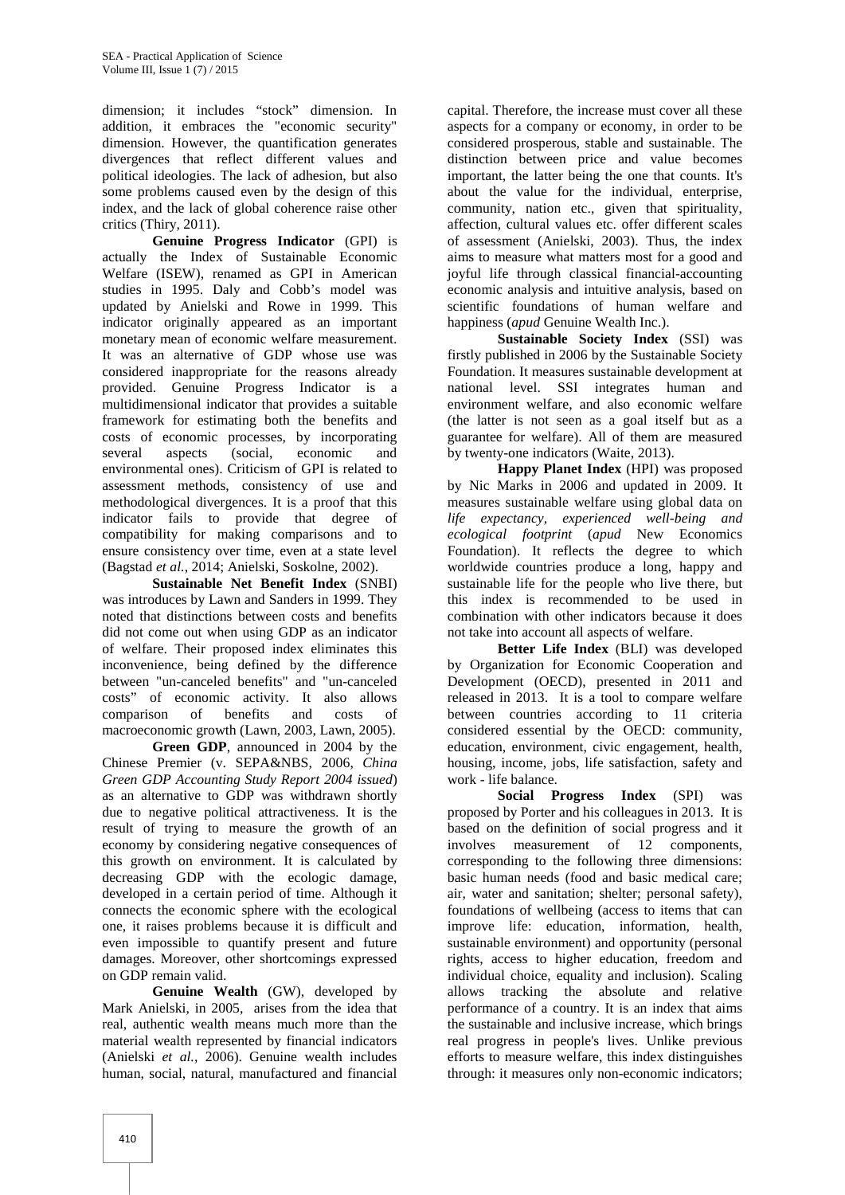dimension; it includes "stock" dimension. In addition, it embraces the "economic security" dimension. However, the quantification generates divergences that reflect different values and political ideologies. The lack of adhesion, but also some problems caused even by the design of this index, and the lack of global coherence raise other critics (Thiry, 2011).

**Genuine Progress Indicator** (GPI) is actually the Index of Sustainable Economic Welfare (ISEW), renamed as GPI in American studies in 1995. Daly and Cobb's model was updated by Anielski and Rowe in 1999. This indicator originally appeared as an important monetary mean of economic welfare measurement. It was an alternative of GDP whose use was considered inappropriate for the reasons already provided. Genuine Progress Indicator is a multidimensional indicator that provides a suitable framework for estimating both the benefits and costs of economic processes, by incorporating several aspects (social, economic and environmental ones). Criticism of GPI is related to assessment methods, consistency of use and methodological divergences. It is a proof that this indicator fails to provide that degree of compatibility for making comparisons and to ensure consistency over time, even at a state level (Bagstad *et al.*, 2014; Anielski, Soskolne, 2002).

**Sustainable Net Benefit Index** (SNBI) was introduces by Lawn and Sanders in 1999. They noted that distinctions between costs and benefits did not come out when using GDP as an indicator of welfare. Their proposed index eliminates this inconvenience, being defined by the difference between "un-canceled benefits" and "un-canceled costs" of economic activity. It also allows comparison of benefits and costs of macroeconomic growth (Lawn, 2003, Lawn, 2005).

**Green GDP**, announced in 2004 by the Chinese Premier (v. SEPA&NBS, 2006, *China Green GDP Accounting Study Report 2004 issued*) as an alternative to GDP was withdrawn shortly due to negative political attractiveness. It is the result of trying to measure the growth of an economy by considering negative consequences of this growth on environment. It is calculated by decreasing GDP with the ecologic damage, developed in a certain period of time. Although it connects the economic sphere with the ecological one, it raises problems because it is difficult and even impossible to quantify present and future damages. Moreover, other shortcomings expressed on GDP remain valid.

**Genuine Wealth** (GW), developed by Mark Anielski, in 2005, arises from the idea that real, authentic wealth means much more than the material wealth represented by financial indicators (Anielski *et al.*, 2006). Genuine wealth includes human, social, natural, manufactured and financial capital. Therefore, the increase must cover all these aspects for a company or economy, in order to be considered prosperous, stable and sustainable. The distinction between price and value becomes important, the latter being the one that counts. It's about the value for the individual, enterprise, community, nation etc., given that spirituality, affection, cultural values etc. offer different scales of assessment (Anielski, 2003). Thus, the index aims to measure what matters most for a good and joyful life through classical financial-accounting economic analysis and intuitive analysis, based on scientific foundations of human welfare and happiness (*apud* Genuine Wealth Inc.).

**Sustainable Society Index** (SSI) was firstly published in 2006 by the Sustainable Society Foundation. It measures sustainable development at national level. SSI integrates human and environment welfare, and also economic welfare (the latter is not seen as a goal itself but as a guarantee for welfare). All of them are measured by twenty-one indicators (Waite, 2013).

**Happy Planet Index** (HPI) was proposed by Nic Marks in 2006 and updated in 2009. It measures sustainable welfare using global data on *life expectancy, experienced well-being and ecological footprint* (*apud* New Economics Foundation). It reflects the degree to which worldwide countries produce a long, happy and sustainable life for the people who live there, but this index is recommended to be used in combination with other indicators because it does not take into account all aspects of welfare.

**Better Life Index** (BLI) was developed by Organization for Economic Cooperation and Development (OECD), presented in 2011 and released in 2013. It is a tool to compare welfare between countries according to 11 criteria considered essential by the OECD: community, education, environment, civic engagement, health, housing, income, jobs, life satisfaction, safety and work - life balance.

**Social Progress Index** (SPI) was proposed by Porter and his colleagues in 2013. It is based on the definition of social progress and it involves measurement of 12 components, corresponding to the following three dimensions: basic human needs (food and basic medical care; air, water and sanitation; shelter; personal safety), foundations of wellbeing (access to items that can improve life: education, information, health, sustainable environment) and opportunity (personal rights, access to higher education, freedom and individual choice, equality and inclusion). Scaling allows tracking the absolute and relative performance of a country. It is an index that aims the sustainable and inclusive increase, which brings real progress in people's lives. Unlike previous efforts to measure welfare, this index distinguishes through: it measures only non-economic indicators;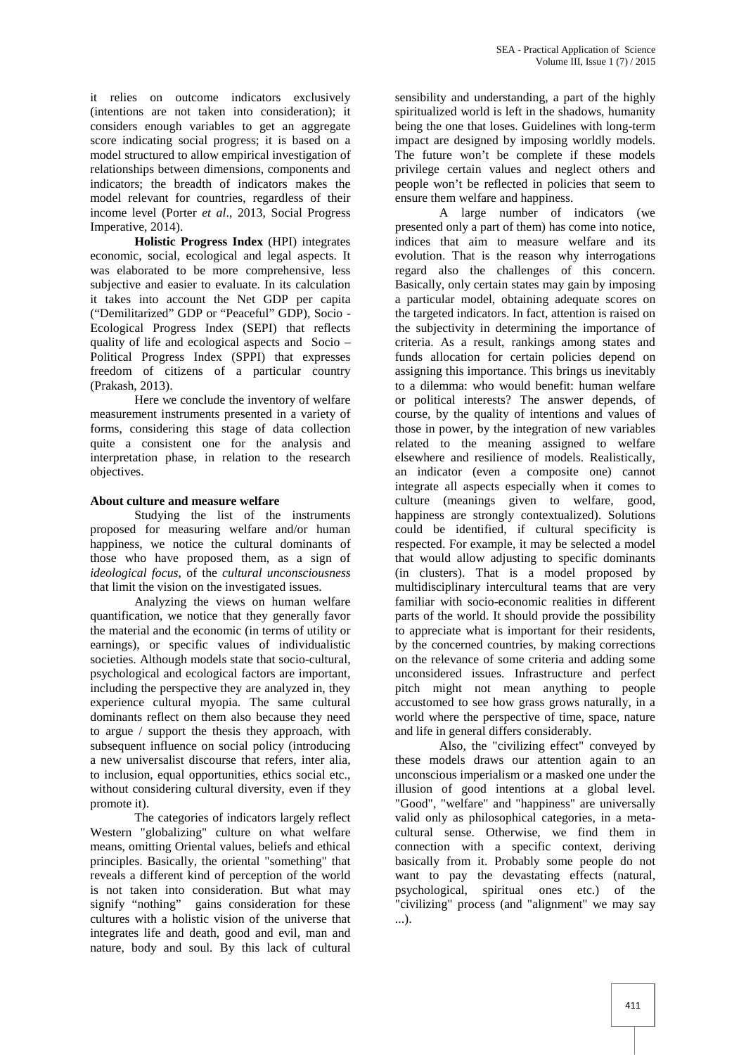it relies on outcome indicators exclusively (intentions are not taken into consideration); it considers enough variables to get an aggregate score indicating social progress; it is based on a model structured to allow empirical investigation of relationships between dimensions, components and indicators; the breadth of indicators makes the model relevant for countries, regardless of their income level (Porter *et al*., 2013, Social Progress Imperative, 2014).

**Holistic Progress Index** (HPI) integrates economic, social, ecological and legal aspects. It was elaborated to be more comprehensive, less subjective and easier to evaluate. In its calculation it takes into account the Net GDP per capita ("Demilitarized" GDP or "Peaceful" GDP), Socio - Ecological Progress Index (SEPI) that reflects quality of life and ecological aspects and Socio – Political Progress Index (SPPI) that expresses freedom of citizens of a particular country (Prakash, 2013).

Here we conclude the inventory of welfare measurement instruments presented in a variety of forms, considering this stage of data collection quite a consistent one for the analysis and interpretation phase, in relation to the research objectives.

**About culture and measure welfare**

Studying the list of the instruments proposed for measuring welfare and/or human happiness, we notice the cultural dominants of those who have proposed them, as a sign of *ideological focus*, of the *cultural unconsciousness* that limit the vision on the investigated issues.

Analyzing the views on human welfare quantification, we notice that they generally favor the material and the economic (in terms of utility or earnings), or specific values of individualistic societies. Although models state that socio-cultural, psychological and ecological factors are important, including the perspective they are analyzed in, they experience cultural myopia. The same cultural dominants reflect on them also because they need to argue / support the thesis they approach, with subsequent influence on social policy (introducing a new universalist discourse that refers, inter alia, to inclusion, equal opportunities, ethics social etc., without considering cultural diversity, even if they promote it).

The categories of indicators largely reflect Western "globalizing" culture on what welfare means, omitting Oriental values, beliefs and ethical principles. Basically, the oriental "something" that reveals a different kind of perception of the world is not taken into consideration. But what may signify "nothing" gains consideration for these cultures with a holistic vision of the universe that integrates life and death, good and evil, man and nature, body and soul. By this lack of cultural sensibility and understanding, a part of the highly spiritualized world is left in the shadows, humanity being the one that loses. Guidelines with long-term impact are designed by imposing worldly models. The future won't be complete if these models privilege certain values and neglect others and people won't be reflected in policies that seem to ensure them welfare and happiness.

A large number of indicators (we presented only a part of them) has come into notice, indices that aim to measure welfare and its evolution. That is the reason why interrogations regard also the challenges of this concern. Basically, only certain states may gain by imposing a particular model, obtaining adequate scores on the targeted indicators. In fact, attention is raised on the subjectivity in determining the importance of criteria. As a result, rankings among states and funds allocation for certain policies depend on assigning this importance. This brings us inevitably to a dilemma: who would benefit: human welfare or political interests? The answer depends, of course, by the quality of intentions and values of those in power, by the integration of new variables related to the meaning assigned to welfare elsewhere and resilience of models. Realistically, an indicator (even a composite one) cannot integrate all aspects especially when it comes to culture (meanings given to welfare, good, happiness are strongly contextualized). Solutions could be identified, if cultural specificity is respected. For example, it may be selected a model that would allow adjusting to specific dominants (in clusters). That is a model proposed by multidisciplinary intercultural teams that are very familiar with socio-economic realities in different parts of the world. It should provide the possibility to appreciate what is important for their residents, by the concerned countries, by making corrections on the relevance of some criteria and adding some unconsidered issues. Infrastructure and perfect pitch might not mean anything to people accustomed to see how grass grows naturally, in a world where the perspective of time, space, nature and life in general differs considerably.

Also, the "civilizing effect" conveyed by these models draws our attention again to an unconscious imperialism or a masked one under the illusion of good intentions at a global level. "Good", "welfare" and "happiness" are universally valid only as philosophical categories, in a meta-cultural sense. Otherwise, we find them in connection with a specific context, deriving basically from it. Probably some people do not want to pay the devastating effects (natural, psychological, spiritual ones etc.) of the "civilizing" process (and "alignment" we may say ...).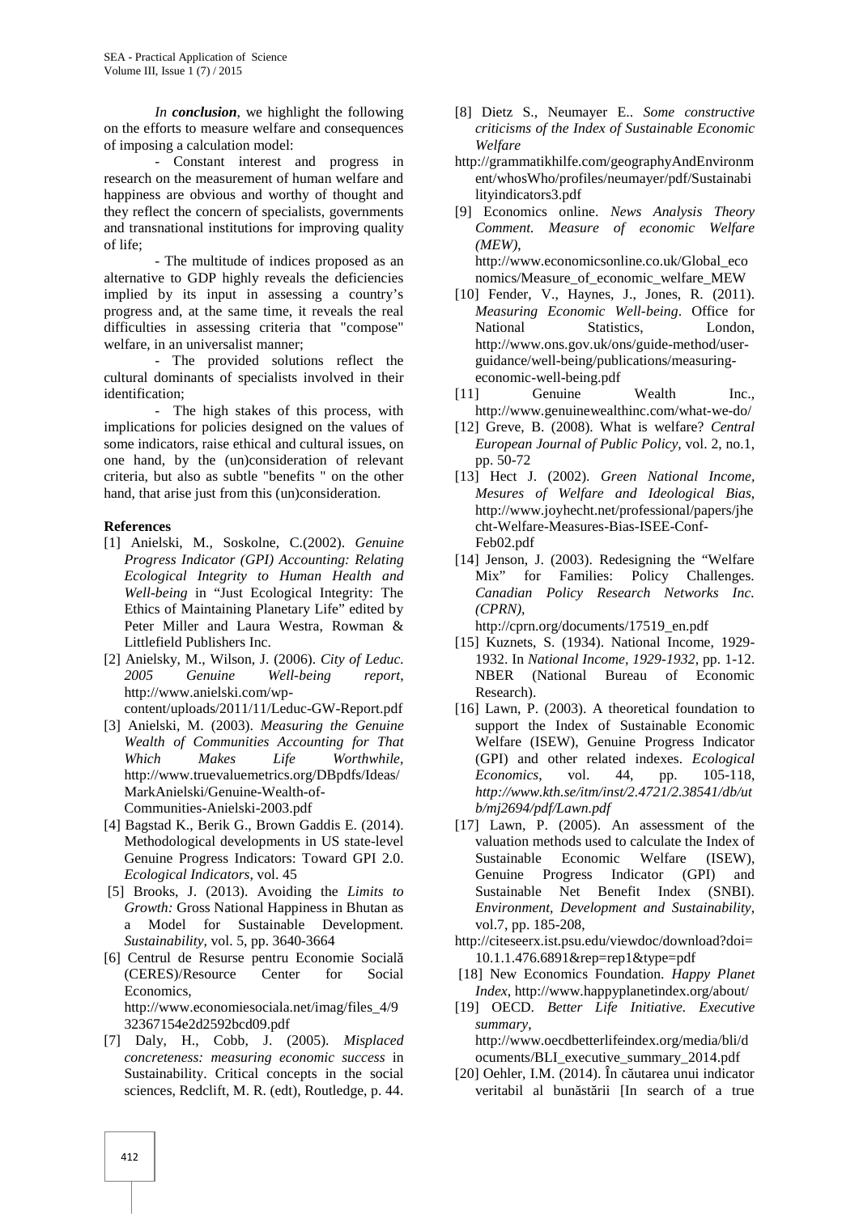*In **conclusion**,* we highlight the following on the efforts to measure welfare and consequences of imposing a calculation model:

- Constant interest and progress in research on the measurement of human welfare and happiness are obvious and worthy of thought and they reflect the concern of specialists, governments and transnational institutions for improving quality of life;

- The multitude of indices proposed as an alternative to GDP highly reveals the deficiencies implied by its input in assessing a country's progress and, at the same time, it reveals the real difficulties in assessing criteria that "compose" welfare, in an universalist manner;

- The provided solutions reflect the cultural dominants of specialists involved in their identification;

- The high stakes of this process, with implications for policies designed on the values of some indicators, raise ethical and cultural issues, on one hand, by the (un)consideration of relevant criteria, but also as subtle "benefits " on the other hand, that arise just from this (un)consideration.

**References**

[1] Anielski, M., Soskolne, C.(2002). *Genuine Progress Indicator (GPI) Accounting: Relating Ecological Integrity to Human Health and Well-being* in "Just Ecological Integrity: The Ethics of Maintaining Planetary Life" edited by Peter Miller and Laura Westra, Rowman & Littlefield Publishers Inc.

[2] Anielsky, M., Wilson, J. (2006). *City of Leduc. 2005 Genuine Well-being report*, http://www.anielski.com/wp-content/uploads/2011/11/Leduc-GW-Report.pdf

[3] Anielski, M. (2003). *Measuring the Genuine Wealth of Communities Accounting for That Which Makes Life Worthwhile*, http://www.truevaluemetrics.org/DBpdfs/Ideas/MarkAnielski/Genuine-Wealth-of-Communities-Anielski-2003.pdf

[4] Bagstad K., Berik G., Brown Gaddis E. (2014). Methodological developments in US state-level Genuine Progress Indicators: Toward GPI 2.0. *Ecological Indicators*, vol. 45

[5] Brooks, J. (2013). Avoiding the *Limits to Growth:* Gross National Happiness in Bhutan as a Model for Sustainable Development. *Sustainability*, vol. 5, pp. 3640-3664

[6] Centrul de Resurse pentru Economie Socială (CERES)/Resource Center for Social Economics, http://www.economiesociala.net/imag/files_4/932367154e2d2592bcd09.pdf

[7] Daly, H., Cobb, J. (2005). *Misplaced concreteness: measuring economic success* in Sustainability. Critical concepts in the social sciences, Redclift, M. R. (edt), Routledge, p. 44.

[8] Dietz S., Neumayer E.. *Some constructive criticisms of the Index of Sustainable Economic Welfare* http://grammatikhilfe.com/geographyAndEnvironment/whosWho/profiles/neumayer/pdf/Sustainabilityindicators3.pdf

[9] Economics online. *News Analysis Theory Comment. Measure of economic Welfare (MEW)*, http://www.economicsonline.co.uk/Global_economics/Measure_of_economic_welfare_MEW

[10] Fender, V., Haynes, J., Jones, R. (2011). *Measuring Economic Well-being*. Office for National Statistics, London, http://www.ons.gov.uk/ons/guide-method/user-guidance/well-being/publications/measuring-economic-well-being.pdf

[11] Genuine Wealth Inc., http://www.genuinewealthinc.com/what-we-do/

[12] Greve, B. (2008). What is welfare? *Central European Journal of Public Policy*, vol. 2, no.1, pp. 50-72

[13] Hect J. (2002). *Green National Income, Mesures of Welfare and Ideological Bias*, http://www.joyhecht.net/professional/papers/jhecht-Welfare-Measures-Bias-ISEE-Conf-Feb02.pdf

[14] Jenson, J. (2003). Redesigning the "Welfare Mix" for Families: Policy Challenges. *Canadian Policy Research Networks Inc. (CPRN)*, http://cprn.org/documents/17519_en.pdf

[15] Kuznets, S. (1934). National Income, 1929-1932. In *National Income, 1929-1932*, pp. 1-12. NBER (National Bureau of Economic Research).

[16] Lawn, P. (2003). A theoretical foundation to support the Index of Sustainable Economic Welfare (ISEW), Genuine Progress Indicator (GPI) and other related indexes. *Ecological Economics*, vol. 44, pp. 105-118, *http://www.kth.se/itm/inst/2.4721/2.38541/db/utb/mj2694/pdf/Lawn.pdf*

[17] Lawn, P. (2005). An assessment of the valuation methods used to calculate the Index of Sustainable Economic Welfare (ISEW), Genuine Progress Indicator (GPI) and Sustainable Net Benefit Index (SNBI). *Environment, Development and Sustainability*, vol.7, pp. 185-208, http://citeseerx.ist.psu.edu/viewdoc/download?doi=10.1.1.476.6891&rep=rep1&type=pdf

[18] New Economics Foundation. *Happy Planet Index*, http://www.happyplanetindex.org/about/

[19] OECD. *Better Life Initiative. Executive summary*, http://www.oecdbetterlifeindex.org/media/bli/documents/BLI_executive_summary_2014.pdf

[20] Oehler, I.M. (2014). În căutarea unui indicator veritabil al bunăstării [In search of a true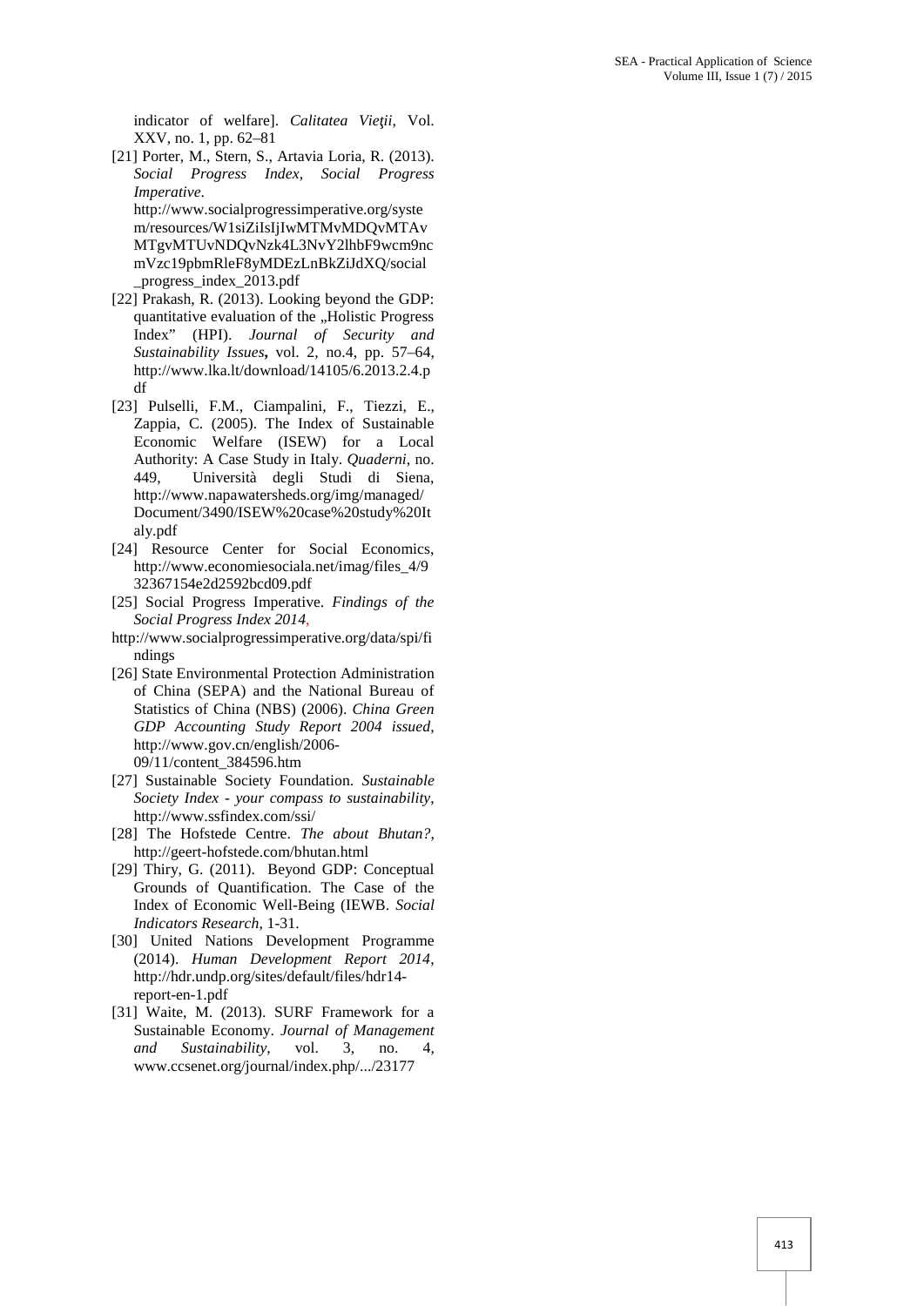indicator of welfare]. *Calitatea Vieţii*, Vol. XXV, no. 1, pp. 62–81

[21] Porter, M., Stern, S., Artavia Loria, R. (2013). *Social Progress Index, Social Progress Imperative*. http://www.socialprogressimperative.org/system/resources/W1siZiIsIjIwMTMvMDQvMTAvMTgvMTUvNDQvNzk4L3NvY2lhbF9wcm9ncmVzc19pbmRleF8yMDEzLnBkZiJdXQ/social_progress_index_2013.pdf

[22] Prakash, R. (2013). Looking beyond the GDP: quantitative evaluation of the „Holistic Progress Index" (HPI). *Journal of Security and Sustainability Issues*, vol. 2, no.4, pp. 57–64, http://www.lka.lt/download/14105/6.2013.2.4.pdf

[23] Pulselli, F.M., Ciampalini, F., Tiezzi, E., Zappia, C. (2005). The Index of Sustainable Economic Welfare (ISEW) for a Local Authority: A Case Study in Italy. *Quaderni*, no. 449, Università degli Studi di Siena, http://www.napawatersheds.org/img/managed/Document/3490/ISEW%20case%20study%20Italy.pdf

[24] Resource Center for Social Economics, http://www.economiesociala.net/imag/files_4/932367154e2d2592bcd09.pdf

[25] Social Progress Imperative. *Findings of the Social Progress Index 2014*, http://www.socialprogressimperative.org/data/spi/findings

[26] State Environmental Protection Administration of China (SEPA) and the National Bureau of Statistics of China (NBS) (2006). *China Green GDP Accounting Study Report 2004 issued*, http://www.gov.cn/english/2006-09/11/content_384596.htm

[27] Sustainable Society Foundation. *Sustainable Society Index - your compass to sustainability*, http://www.ssfindex.com/ssi/

[28] The Hofstede Centre. *The about Bhutan?*, http://geert-hofstede.com/bhutan.html

[29] Thiry, G. (2011). Beyond GDP: Conceptual Grounds of Quantification. The Case of the Index of Economic Well-Being (IEWB. *Social Indicators Research*, 1-31.

[30] United Nations Development Programme (2014). *Human Development Report 2014*, http://hdr.undp.org/sites/default/files/hdr14-report-en-1.pdf

[31] Waite, M. (2013). SURF Framework for a Sustainable Economy. *Journal of Management and Sustainability*, vol. 3, no. 4, www.ccsenet.org/journal/index.php/.../23177